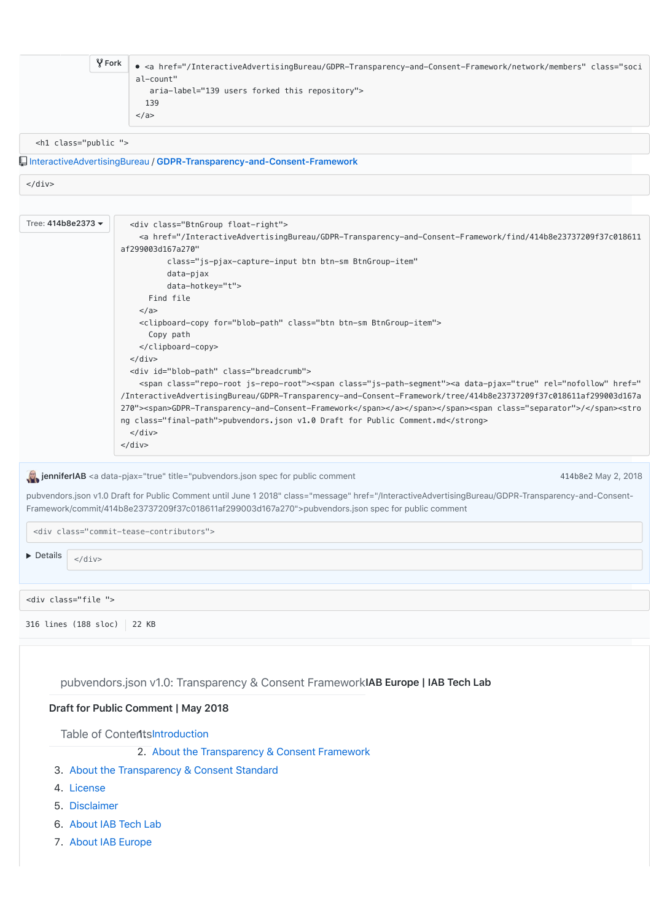Fork

```
• <a href="/InteractiveAdvertisingBureau/GDPR-Transparency-and-Consent-Framework/network/members" class="social-count"
   aria-label="139 users forked this repository">
  139
</a>
```

```
<h1 class="public ">
```

InteractiveAdvertisingBureau / **GDPR-Transparency-and-Consent-Framework**

```
</div>
```

Tree: **414b8e2373**

```
<div class="BtnGroup float-right">
  <a href="/InteractiveAdvertisingBureau/GDPR-Transparency-and-Consent-Framework/find/414b8e23737209f37c018611af299003d167a270"
        class="js-pjax-capture-input btn btn-sm BtnGroup-item"
        data-pjax
        data-hotkey="t">
    Find file
  </a>
  <clipboard-copy for="blob-path" class="btn btn-sm BtnGroup-item">
    Copy path
  </clipboard-copy>
</div>
<div id="blob-path" class="breadcrumb">
  <span class="repo-root js-repo-root"><span class="js-path-segment"><a data-pjax="true" rel="nofollow" href="/InteractiveAdvertisingBureau/GDPR-Transparency-and-Consent-Framework/tree/414b8e23737209f37c018611af299003d167a270"><span>GDPR-Transparency-and-Consent-Framework</span></a></span></span><span class="separator">/</span><strong class="final-path">pubvendors.json v1.0 Draft for Public Comment.md</strong>
</div>
</div>
```

**jenniferIAB** <a data-pjax="true" title="pubvendors.json spec for public comment 414b8e2 May 2, 2018

pubvendors.json v1.0 Draft for Public Comment until June 1 2018" class="message" href="/InteractiveAdvertisingBureau/GDPR-Transparency-and-Consent-Framework/commit/414b8e23737209f37c018611af299003d167a270">pubvendors.json spec for public comment

```
<div class="commit-tease-contributors">
```

▶ Details

```
</div>
```

```
<div class="file ">
```

316 lines (188 sloc) | 22 KB

pubvendors.json v1.0: Transparency & Consent Framework **IAB Europe | IAB Tech Lab**

**Draft for Public Comment | May 2018**

Table of Contents

1. Introduction
2. About the Transparency & Consent Framework
3. About the Transparency & Consent Standard
4. License
5. Disclaimer
6. About IAB Tech Lab
7. About IAB Europe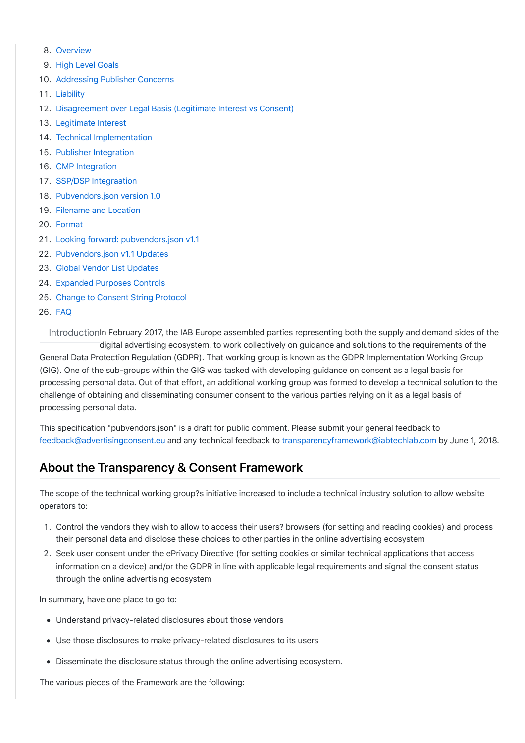8. Overview
9. High Level Goals
10. Addressing Publisher Concerns
11. Liability
12. Disagreement over Legal Basis (Legitimate Interest vs Consent)
13. Legitimate Interest
14. Technical Implementation
15. Publisher Integration
16. CMP Integration
17. SSP/DSP Integraation
18. Pubvendors.json version 1.0
19. Filename and Location
20. Format
21. Looking forward: pubvendors.json v1.1
22. Pubvendors.json v1.1 Updates
23. Global Vendor List Updates
24. Expanded Purposes Controls
25. Change to Consent String Protocol
26. FAQ

Introduction

In February 2017, the IAB Europe assembled parties representing both the supply and demand sides of the digital advertising ecosystem, to work collectively on guidance and solutions to the requirements of the General Data Protection Regulation (GDPR). That working group is known as the GDPR Implementation Working Group (GIG). One of the sub-groups within the GIG was tasked with developing guidance on consent as a legal basis for processing personal data. Out of that effort, an additional working group was formed to develop a technical solution to the challenge of obtaining and disseminating consumer consent to the various parties relying on it as a legal basis of processing personal data.

This specification "pubvendors.json" is a draft for public comment. Please submit your general feedback to feedback@advertisingconsent.eu and any technical feedback to transparencyframework@iabtechlab.com by June 1, 2018.

## About the Transparency & Consent Framework

The scope of the technical working group?s initiative increased to include a technical industry solution to allow website operators to:

1. Control the vendors they wish to allow to access their users? browsers (for setting and reading cookies) and process their personal data and disclose these choices to other parties in the online advertising ecosystem
2. Seek user consent under the ePrivacy Directive (for setting cookies or similar technical applications that access information on a device) and/or the GDPR in line with applicable legal requirements and signal the consent status through the online advertising ecosystem

In summary, have one place to go to:

- Understand privacy-related disclosures about those vendors
- Use those disclosures to make privacy-related disclosures to its users
- Disseminate the disclosure status through the online advertising ecosystem.

The various pieces of the Framework are the following: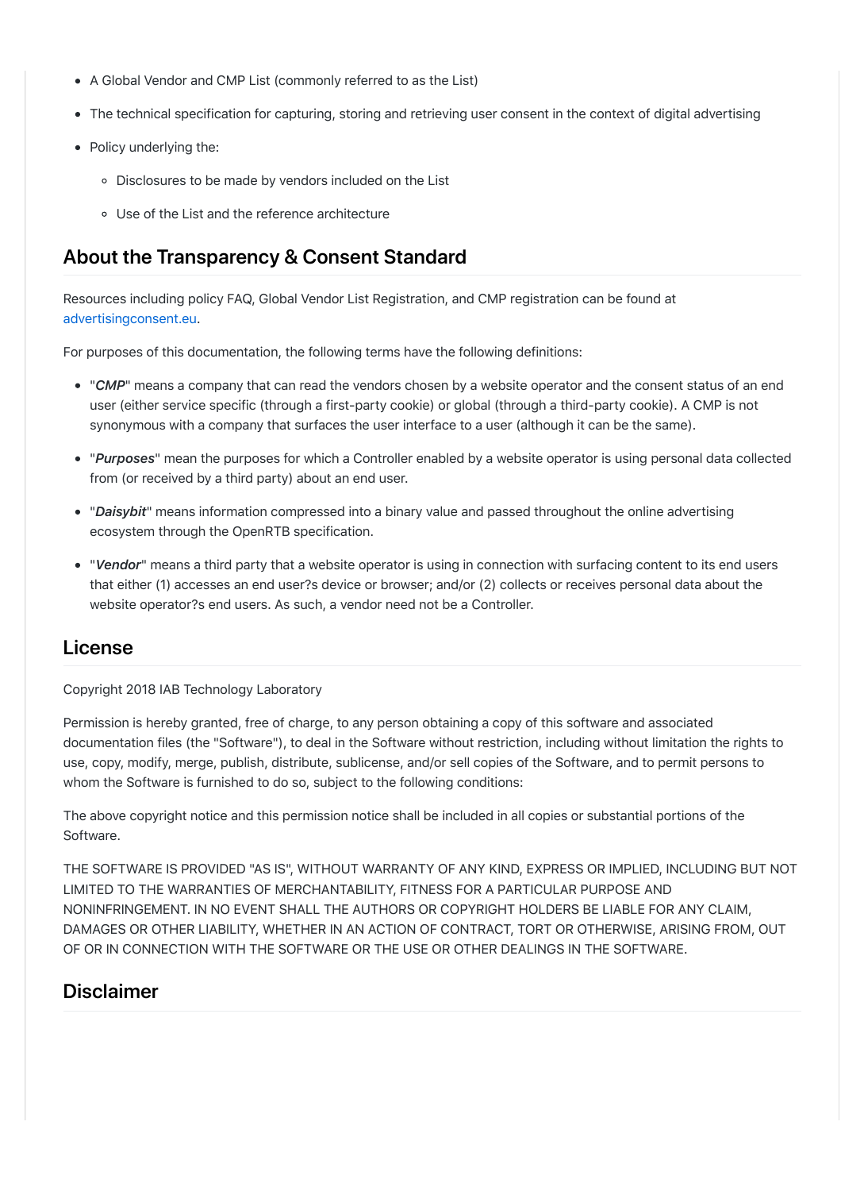- A Global Vendor and CMP List (commonly referred to as the List)
- The technical specification for capturing, storing and retrieving user consent in the context of digital advertising
- Policy underlying the:
  - Disclosures to be made by vendors included on the List
  - Use of the List and the reference architecture

## About the Transparency & Consent Standard

Resources including policy FAQ, Global Vendor List Registration, and CMP registration can be found at advertisingconsent.eu.

For purposes of this documentation, the following terms have the following definitions:

- "***CMP***" means a company that can read the vendors chosen by a website operator and the consent status of an end user (either service specific (through a first-party cookie) or global (through a third-party cookie). A CMP is not synonymous with a company that surfaces the user interface to a user (although it can be the same).
- "***Purposes***" mean the purposes for which a Controller enabled by a website operator is using personal data collected from (or received by a third party) about an end user.
- "***Daisybit***" means information compressed into a binary value and passed throughout the online advertising ecosystem through the OpenRTB specification.
- "***Vendor***" means a third party that a website operator is using in connection with surfacing content to its end users that either (1) accesses an end user?s device or browser; and/or (2) collects or receives personal data about the website operator?s end users. As such, a vendor need not be a Controller.

## License

Copyright 2018 IAB Technology Laboratory

Permission is hereby granted, free of charge, to any person obtaining a copy of this software and associated documentation files (the "Software"), to deal in the Software without restriction, including without limitation the rights to use, copy, modify, merge, publish, distribute, sublicense, and/or sell copies of the Software, and to permit persons to whom the Software is furnished to do so, subject to the following conditions:

The above copyright notice and this permission notice shall be included in all copies or substantial portions of the Software.

THE SOFTWARE IS PROVIDED "AS IS", WITHOUT WARRANTY OF ANY KIND, EXPRESS OR IMPLIED, INCLUDING BUT NOT LIMITED TO THE WARRANTIES OF MERCHANTABILITY, FITNESS FOR A PARTICULAR PURPOSE AND NONINFRINGEMENT. IN NO EVENT SHALL THE AUTHORS OR COPYRIGHT HOLDERS BE LIABLE FOR ANY CLAIM, DAMAGES OR OTHER LIABILITY, WHETHER IN AN ACTION OF CONTRACT, TORT OR OTHERWISE, ARISING FROM, OUT OF OR IN CONNECTION WITH THE SOFTWARE OR THE USE OR OTHER DEALINGS IN THE SOFTWARE.

## Disclaimer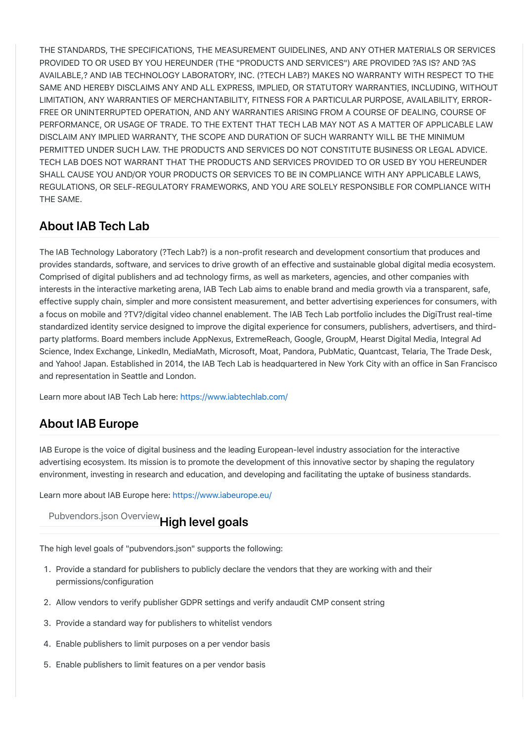THE STANDARDS, THE SPECIFICATIONS, THE MEASUREMENT GUIDELINES, AND ANY OTHER MATERIALS OR SERVICES PROVIDED TO OR USED BY YOU HEREUNDER (THE "PRODUCTS AND SERVICES") ARE PROVIDED ?AS IS? AND ?AS AVAILABLE,? AND IAB TECHNOLOGY LABORATORY, INC. (?TECH LAB?) MAKES NO WARRANTY WITH RESPECT TO THE SAME AND HEREBY DISCLAIMS ANY AND ALL EXPRESS, IMPLIED, OR STATUTORY WARRANTIES, INCLUDING, WITHOUT LIMITATION, ANY WARRANTIES OF MERCHANTABILITY, FITNESS FOR A PARTICULAR PURPOSE, AVAILABILITY, ERROR-FREE OR UNINTERRUPTED OPERATION, AND ANY WARRANTIES ARISING FROM A COURSE OF DEALING, COURSE OF PERFORMANCE, OR USAGE OF TRADE. TO THE EXTENT THAT TECH LAB MAY NOT AS A MATTER OF APPLICABLE LAW DISCLAIM ANY IMPLIED WARRANTY, THE SCOPE AND DURATION OF SUCH WARRANTY WILL BE THE MINIMUM PERMITTED UNDER SUCH LAW. THE PRODUCTS AND SERVICES DO NOT CONSTITUTE BUSINESS OR LEGAL ADVICE. TECH LAB DOES NOT WARRANT THAT THE PRODUCTS AND SERVICES PROVIDED TO OR USED BY YOU HEREUNDER SHALL CAUSE YOU AND/OR YOUR PRODUCTS OR SERVICES TO BE IN COMPLIANCE WITH ANY APPLICABLE LAWS, REGULATIONS, OR SELF-REGULATORY FRAMEWORKS, AND YOU ARE SOLELY RESPONSIBLE FOR COMPLIANCE WITH THE SAME.

## About IAB Tech Lab

The IAB Technology Laboratory (?Tech Lab?) is a non-profit research and development consortium that produces and provides standards, software, and services to drive growth of an effective and sustainable global digital media ecosystem. Comprised of digital publishers and ad technology firms, as well as marketers, agencies, and other companies with interests in the interactive marketing arena, IAB Tech Lab aims to enable brand and media growth via a transparent, safe, effective supply chain, simpler and more consistent measurement, and better advertising experiences for consumers, with a focus on mobile and ?TV?/digital video channel enablement. The IAB Tech Lab portfolio includes the DigiTrust real-time standardized identity service designed to improve the digital experience for consumers, publishers, advertisers, and third-party platforms. Board members include AppNexus, ExtremeReach, Google, GroupM, Hearst Digital Media, Integral Ad Science, Index Exchange, LinkedIn, MediaMath, Microsoft, Moat, Pandora, PubMatic, Quantcast, Telaria, The Trade Desk, and Yahoo! Japan. Established in 2014, the IAB Tech Lab is headquartered in New York City with an office in San Francisco and representation in Seattle and London.

Learn more about IAB Tech Lab here: https://www.iabtechlab.com/

## About IAB Europe

IAB Europe is the voice of digital business and the leading European-level industry association for the interactive advertising ecosystem. Its mission is to promote the development of this innovative sector by shaping the regulatory environment, investing in research and education, and developing and facilitating the uptake of business standards.

Learn more about IAB Europe here: https://www.iabeurope.eu/

Pubvendors.json Overview

## High level goals

The high level goals of "pubvendors.json" supports the following:

1. Provide a standard for publishers to publicly declare the vendors that they are working with and their permissions/configuration
2. Allow vendors to verify publisher GDPR settings and verify andaudit CMP consent string
3. Provide a standard way for publishers to whitelist vendors
4. Enable publishers to limit purposes on a per vendor basis
5. Enable publishers to limit features on a per vendor basis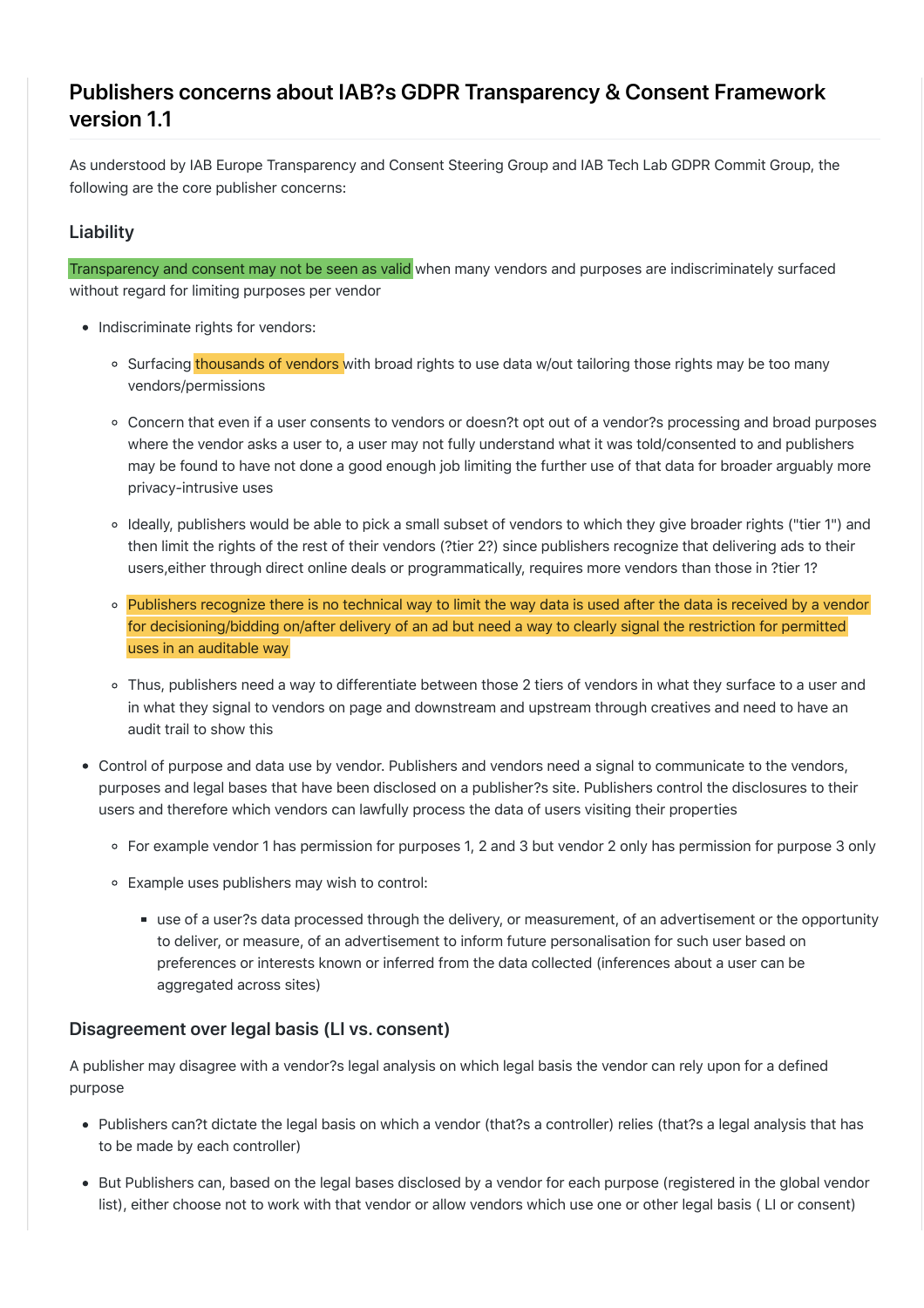## Publishers concerns about IAB?s GDPR Transparency & Consent Framework version 1.1

As understood by IAB Europe Transparency and Consent Steering Group and IAB Tech Lab GDPR Commit Group, the following are the core publisher concerns:

### Liability

Transparency and consent may not be seen as valid when many vendors and purposes are indiscriminately surfaced without regard for limiting purposes per vendor

- Indiscriminate rights for vendors:
  - Surfacing thousands of vendors with broad rights to use data w/out tailoring those rights may be too many vendors/permissions
  - Concern that even if a user consents to vendors or doesn?t opt out of a vendor?s processing and broad purposes where the vendor asks a user to, a user may not fully understand what it was told/consented to and publishers may be found to have not done a good enough job limiting the further use of that data for broader arguably more privacy-intrusive uses
  - Ideally, publishers would be able to pick a small subset of vendors to which they give broader rights ("tier 1") and then limit the rights of the rest of their vendors (?tier 2?) since publishers recognize that delivering ads to their users,either through direct online deals or programmatically, requires more vendors than those in ?tier 1?
  - Publishers recognize there is no technical way to limit the way data is used after the data is received by a vendor for decisioning/bidding on/after delivery of an ad but need a way to clearly signal the restriction for permitted uses in an auditable way
  - Thus, publishers need a way to differentiate between those 2 tiers of vendors in what they surface to a user and in what they signal to vendors on page and downstream and upstream through creatives and need to have an audit trail to show this
- Control of purpose and data use by vendor. Publishers and vendors need a signal to communicate to the vendors, purposes and legal bases that have been disclosed on a publisher?s site. Publishers control the disclosures to their users and therefore which vendors can lawfully process the data of users visiting their properties
  - For example vendor 1 has permission for purposes 1, 2 and 3 but vendor 2 only has permission for purpose 3 only
  - Example uses publishers may wish to control:
    - use of a user?s data processed through the delivery, or measurement, of an advertisement or the opportunity to deliver, or measure, of an advertisement to inform future personalisation for such user based on preferences or interests known or inferred from the data collected (inferences about a user can be aggregated across sites)

### Disagreement over legal basis (LI vs. consent)

A publisher may disagree with a vendor?s legal analysis on which legal basis the vendor can rely upon for a defined purpose

- Publishers can?t dictate the legal basis on which a vendor (that?s a controller) relies (that?s a legal analysis that has to be made by each controller)
- But Publishers can, based on the legal bases disclosed by a vendor for each purpose (registered in the global vendor list), either choose not to work with that vendor or allow vendors which use one or other legal basis ( LI or consent)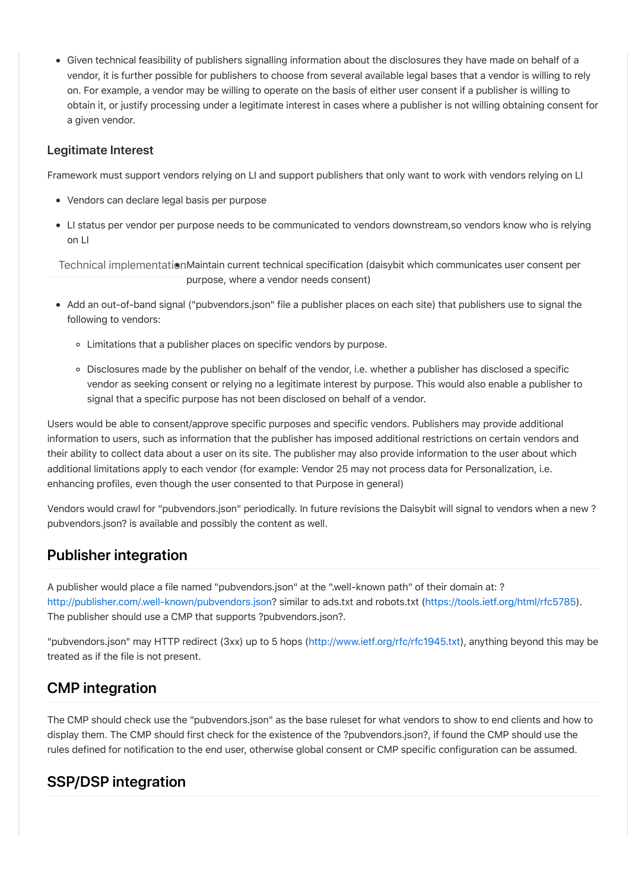- Given technical feasibility of publishers signalling information about the disclosures they have made on behalf of a vendor, it is further possible for publishers to choose from several available legal bases that a vendor is willing to rely on. For example, a vendor may be willing to operate on the basis of either user consent if a publisher is willing to obtain it, or justify processing under a legitimate interest in cases where a publisher is not willing obtaining consent for a given vendor.

### Legitimate Interest

Framework must support vendors relying on LI and support publishers that only want to work with vendors relying on LI

- Vendors can declare legal basis per purpose
- LI status per vendor per purpose needs to be communicated to vendors downstream,so vendors know who is relying on LI

Technical implementation

- Maintain current technical specification (daisybit which communicates user consent per purpose, where a vendor needs consent)
- Add an out-of-band signal ("pubvendors.json" file a publisher places on each site) that publishers use to signal the following to vendors:
  - Limitations that a publisher places on specific vendors by purpose.
  - Disclosures made by the publisher on behalf of the vendor, i.e. whether a publisher has disclosed a specific vendor as seeking consent or relying no a legitimate interest by purpose. This would also enable a publisher to signal that a specific purpose has not been disclosed on behalf of a vendor.

Users would be able to consent/approve specific purposes and specific vendors. Publishers may provide additional information to users, such as information that the publisher has imposed additional restrictions on certain vendors and their ability to collect data about a user on its site. The publisher may also provide information to the user about which additional limitations apply to each vendor (for example: Vendor 25 may not process data for Personalization, i.e. enhancing profiles, even though the user consented to that Purpose in general)

Vendors would crawl for "pubvendors.json" periodically. In future revisions the Daisybit will signal to vendors when a new ?pubvendors.json? is available and possibly the content as well.

## Publisher integration

A publisher would place a file named "pubvendors.json" at the ".well-known path" of their domain at: ?http://publisher.com/.well-known/pubvendors.json? similar to ads.txt and robots.txt (https://tools.ietf.org/html/rfc5785). The publisher should use a CMP that supports ?pubvendors.json?.

"pubvendors.json" may HTTP redirect (3xx) up to 5 hops (http://www.ietf.org/rfc/rfc1945.txt), anything beyond this may be treated as if the file is not present.

## CMP integration

The CMP should check use the "pubvendors.json" as the base ruleset for what vendors to show to end clients and how to display them. The CMP should first check for the existence of the ?pubvendors.json?, if found the CMP should use the rules defined for notification to the end user, otherwise global consent or CMP specific configuration can be assumed.

## SSP/DSP integration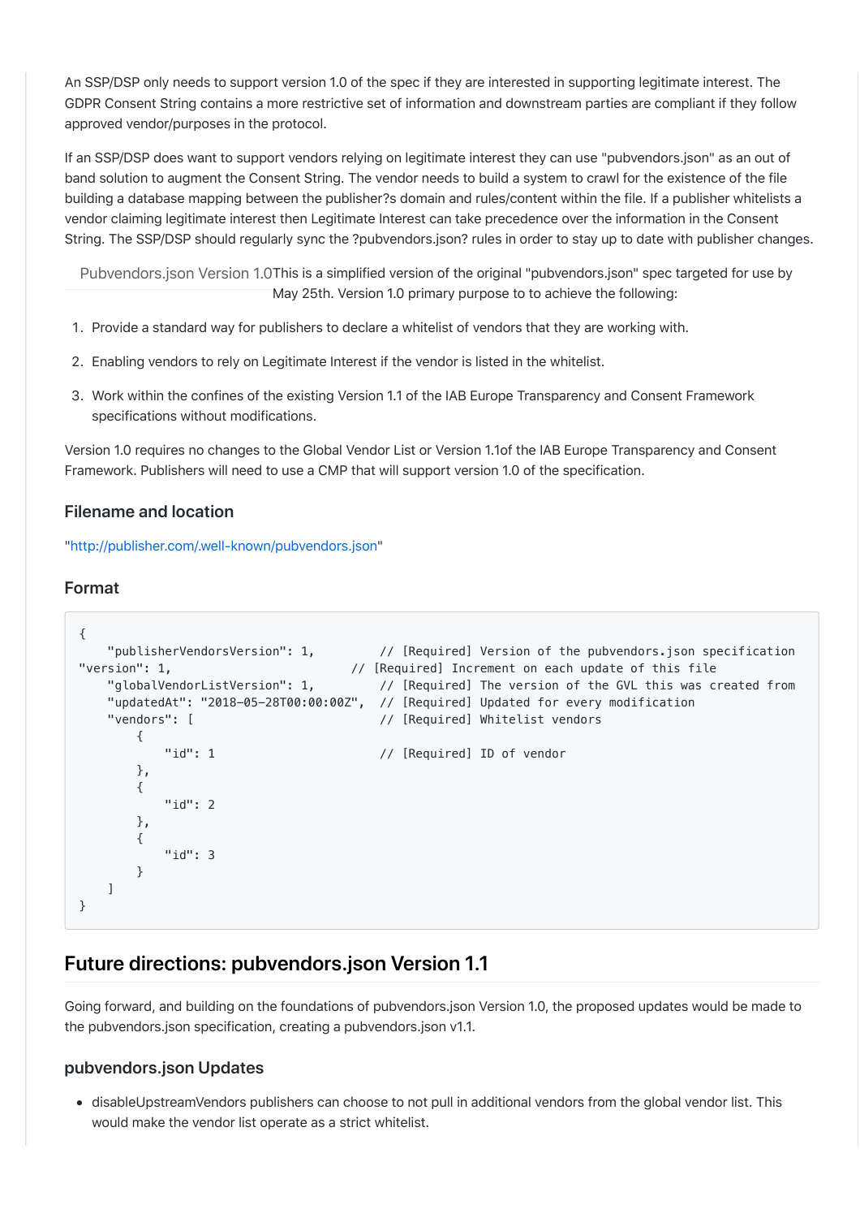An SSP/DSP only needs to support version 1.0 of the spec if they are interested in supporting legitimate interest. The GDPR Consent String contains a more restrictive set of information and downstream parties are compliant if they follow approved vendor/purposes in the protocol.

If an SSP/DSP does want to support vendors relying on legitimate interest they can use "pubvendors.json" as an out of band solution to augment the Consent String. The vendor needs to build a system to crawl for the existence of the file building a database mapping between the publisher?s domain and rules/content within the file. If a publisher whitelists a vendor claiming legitimate interest then Legitimate Interest can take precedence over the information in the Consent String. The SSP/DSP should regularly sync the ?pubvendors.json? rules in order to stay up to date with publisher changes.

| Pubvendors.json Version 1.0 | This is a simplified version of the original "pubvendors.json" spec targeted for use by May 25th. Version 1.0 primary purpose to to achieve the following: |
| --- | --- |

1. Provide a standard way for publishers to declare a whitelist of vendors that they are working with.
2. Enabling vendors to rely on Legitimate Interest if the vendor is listed in the whitelist.
3. Work within the confines of the existing Version 1.1 of the IAB Europe Transparency and Consent Framework specifications without modifications.

Version 1.0 requires no changes to the Global Vendor List or Version 1.1of the IAB Europe Transparency and Consent Framework. Publishers will need to use a CMP that will support version 1.0 of the specification.

### Filename and location

"http://publisher.com/.well-known/pubvendors.json"

### Format

```
{
    "publisherVendorsVersion": 1,         // [Required] Version of the pubvendors.json specification
"version": 1,                         // [Required] Increment on each update of this file
    "globalVendorListVersion": 1,         // [Required] The version of the GVL this was created from
    "updatedAt": "2018-05-28T00:00:00Z",  // [Required] Updated for every modification
    "vendors": [                          // [Required] Whitelist vendors
        {
            "id": 1                       // [Required] ID of vendor
        },
        {
            "id": 2
        },
        {
            "id": 3
        }
    ]
}
```

## Future directions: pubvendors.json Version 1.1

Going forward, and building on the foundations of pubvendors.json Version 1.0, the proposed updates would be made to the pubvendors.json specification, creating a pubvendors.json v1.1.

### pubvendors.json Updates

- disableUpstreamVendors publishers can choose to not pull in additional vendors from the global vendor list. This would make the vendor list operate as a strict whitelist.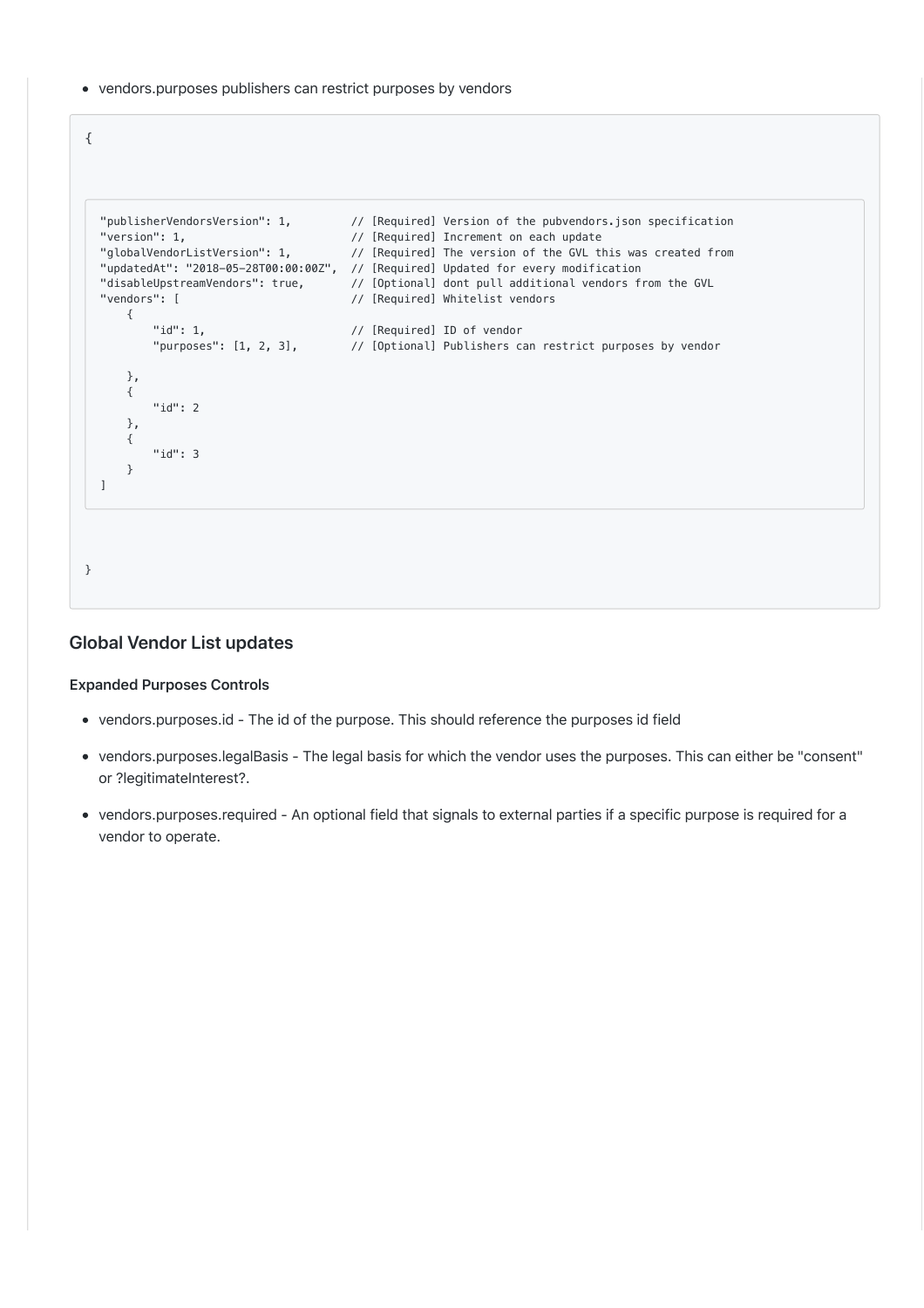- vendors.purposes publishers can restrict purposes by vendors

```
{

  "publisherVendorsVersion": 1,         // [Required] Version of the pubvendors.json specification
  "version": 1,                         // [Required] Increment on each update
  "globalVendorListVersion": 1,         // [Required] The version of the GVL this was created from
  "updatedAt": "2018-05-28T00:00:00Z",  // [Required] Updated for every modification
  "disableUpstreamVendors": true,       // [Optional] dont pull additional vendors from the GVL
  "vendors": [                          // [Required] Whitelist vendors
      {
          "id": 1,                      // [Required] ID of vendor
          "purposes": [1, 2, 3],        // [Optional] Publishers can restrict purposes by vendor

      },
      {
          "id": 2
      },
      {
          "id": 3
      }
  ]

}
```

## Global Vendor List updates

### Expanded Purposes Controls

- vendors.purposes.id - The id of the purpose. This should reference the purposes id field
- vendors.purposes.legalBasis - The legal basis for which the vendor uses the purposes. This can either be "consent" or ?legitimateInterest?.
- vendors.purposes.required - An optional field that signals to external parties if a specific purpose is required for a vendor to operate.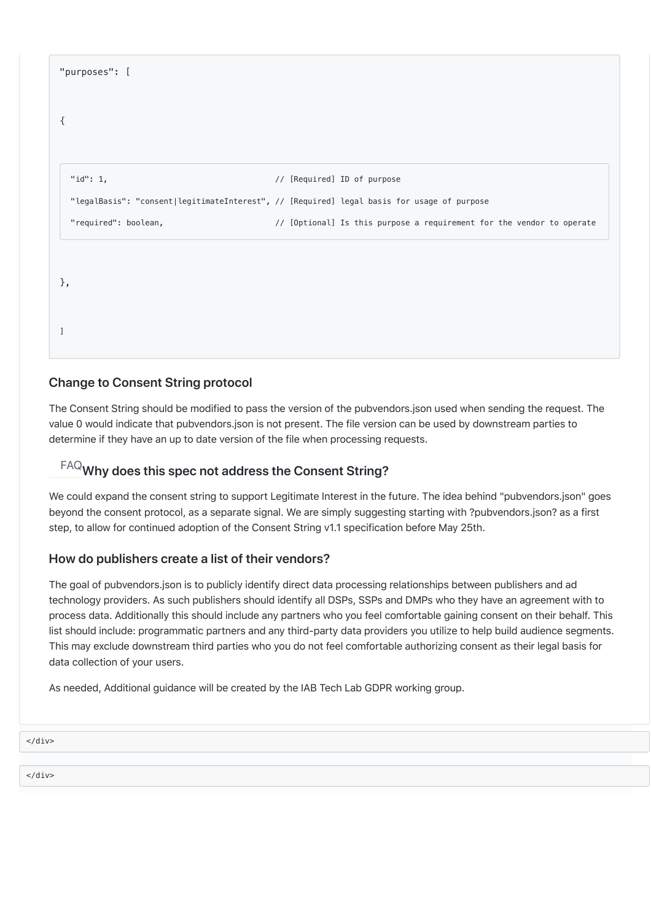```
"purposes": [

{

  "id": 1,                                    // [Required] ID of purpose
  "legalBasis": "consent|legitimateInterest", // [Required] legal basis for usage of purpose
  "required": boolean,                        // [Optional] Is this purpose a requirement for the vendor to operate

},

]
```

### Change to Consent String protocol

The Consent String should be modified to pass the version of the pubvendors.json used when sending the request. The value 0 would indicate that pubvendors.json is not present. The file version can be used by downstream parties to determine if they have an up to date version of the file when processing requests.

### FAQ Why does this spec not address the Consent String?

We could expand the consent string to support Legitimate Interest in the future. The idea behind "pubvendors.json" goes beyond the consent protocol, as a separate signal. We are simply suggesting starting with ?pubvendors.json? as a first step, to allow for continued adoption of the Consent String v1.1 specification before May 25th.

### How do publishers create a list of their vendors?

The goal of pubvendors.json is to publicly identify direct data processing relationships between publishers and ad technology providers. As such publishers should identify all DSPs, SSPs and DMPs who they have an agreement with to process data. Additionally this should include any partners who you feel comfortable gaining consent on their behalf. This list should include: programmatic partners and any third-party data providers you utilize to help build audience segments. This may exclude downstream third parties who you do not feel comfortable authorizing consent as their legal basis for data collection of your users.

As needed, Additional guidance will be created by the IAB Tech Lab GDPR working group.

```
</div>
```

```
</div>
```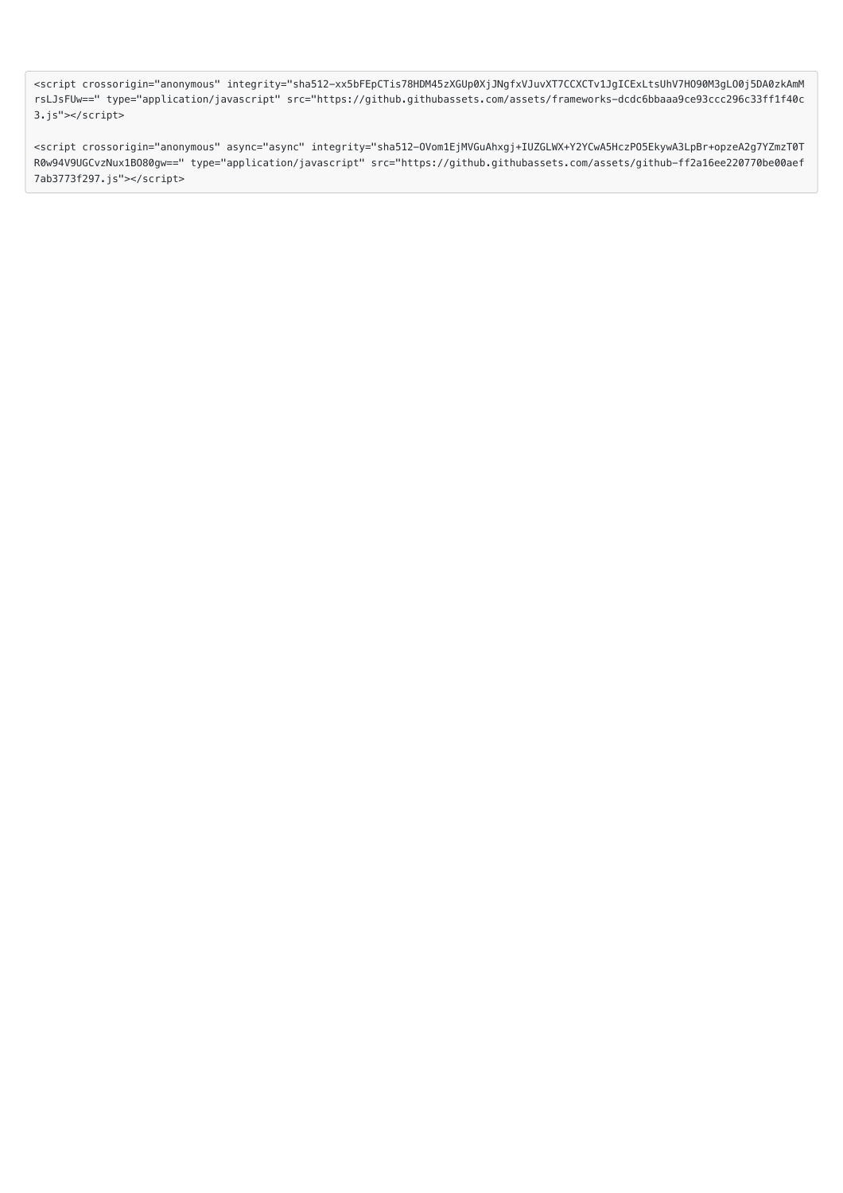```
<script crossorigin="anonymous" integrity="sha512-xx5bFEpCTis78HDM45zXGUp0XjJNgfxVJuvXT7CCXCTv1JgICExLtsUhV7HO90M3gLO0j5DA0zkAmMrsLJsFUw==" type="application/javascript" src="https://github.githubassets.com/assets/frameworks-dcdc6bbaaa9ce93ccc296c33ff1f40c3.js"></script>

<script crossorigin="anonymous" async="async" integrity="sha512-OVom1EjMVGuAhxgj+IUZGLWX+Y2YCwA5HczPO5EkywA3LpBr+opzeA2g7YZmzT0TR0w94V9UGCvzNux1BO80gw==" type="application/javascript" src="https://github.githubassets.com/assets/github-ff2a16ee220770be00aef7ab3773f297.js"></script>
```